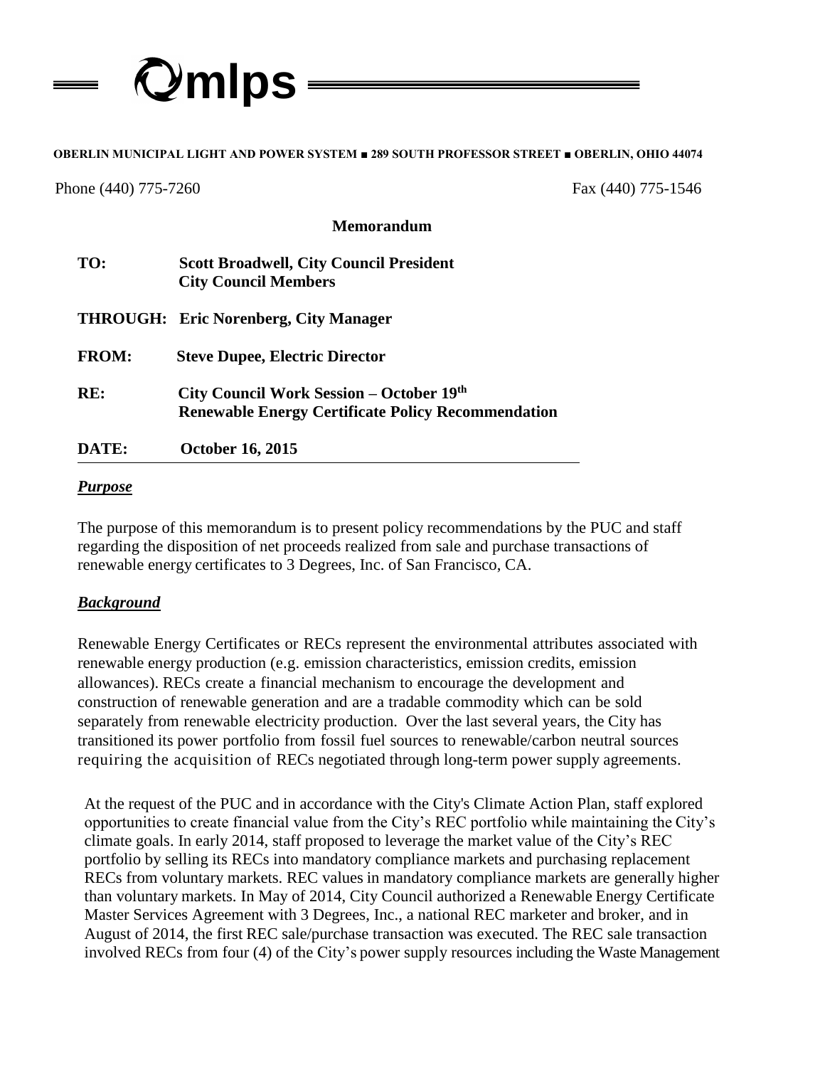# mlps

**OBERLIN MUNICIPAL LIGHT AND POWER SYSTEM ■ 289 SOUTH PROFESSOR STREET ■ OBERLIN, OHIO 44074**

Phone (440) 775-7260 Fax (440) 775-1546

## Memorandum

**TO:** **Scott Broadwell, City Council President**
**City Council Members**

**THROUGH:** **Eric Norenberg, City Manager**

**FROM:** **Steve Dupee, Electric Director**

**RE:** **City Council Work Session – October 19th**
**Renewable Energy Certificate Policy Recommendation**

**DATE:** **October 16, 2015**

### ***Purpose***

The purpose of this memorandum is to present policy recommendations by the PUC and staff regarding the disposition of net proceeds realized from sale and purchase transactions of renewable energy certificates to 3 Degrees, Inc. of San Francisco, CA.

### ***Background***

Renewable Energy Certificates or RECs represent the environmental attributes associated with renewable energy production (e.g. emission characteristics, emission credits, emission allowances). RECs create a financial mechanism to encourage the development and construction of renewable generation and are a tradable commodity which can be sold separately from renewable electricity production. Over the last several years, the City has transitioned its power portfolio from fossil fuel sources to renewable/carbon neutral sources requiring the acquisition of RECs negotiated through long-term power supply agreements.

At the request of the PUC and in accordance with the City's Climate Action Plan, staff explored opportunities to create financial value from the City's REC portfolio while maintaining the City's climate goals. In early 2014, staff proposed to leverage the market value of the City's REC portfolio by selling its RECs into mandatory compliance markets and purchasing replacement RECs from voluntary markets. REC values in mandatory compliance markets are generally higher than voluntary markets. In May of 2014, City Council authorized a Renewable Energy Certificate Master Services Agreement with 3 Degrees, Inc., a national REC marketer and broker, and in August of 2014, the first REC sale/purchase transaction was executed. The REC sale transaction involved RECs from four (4) of the City's power supply resources including the Waste Management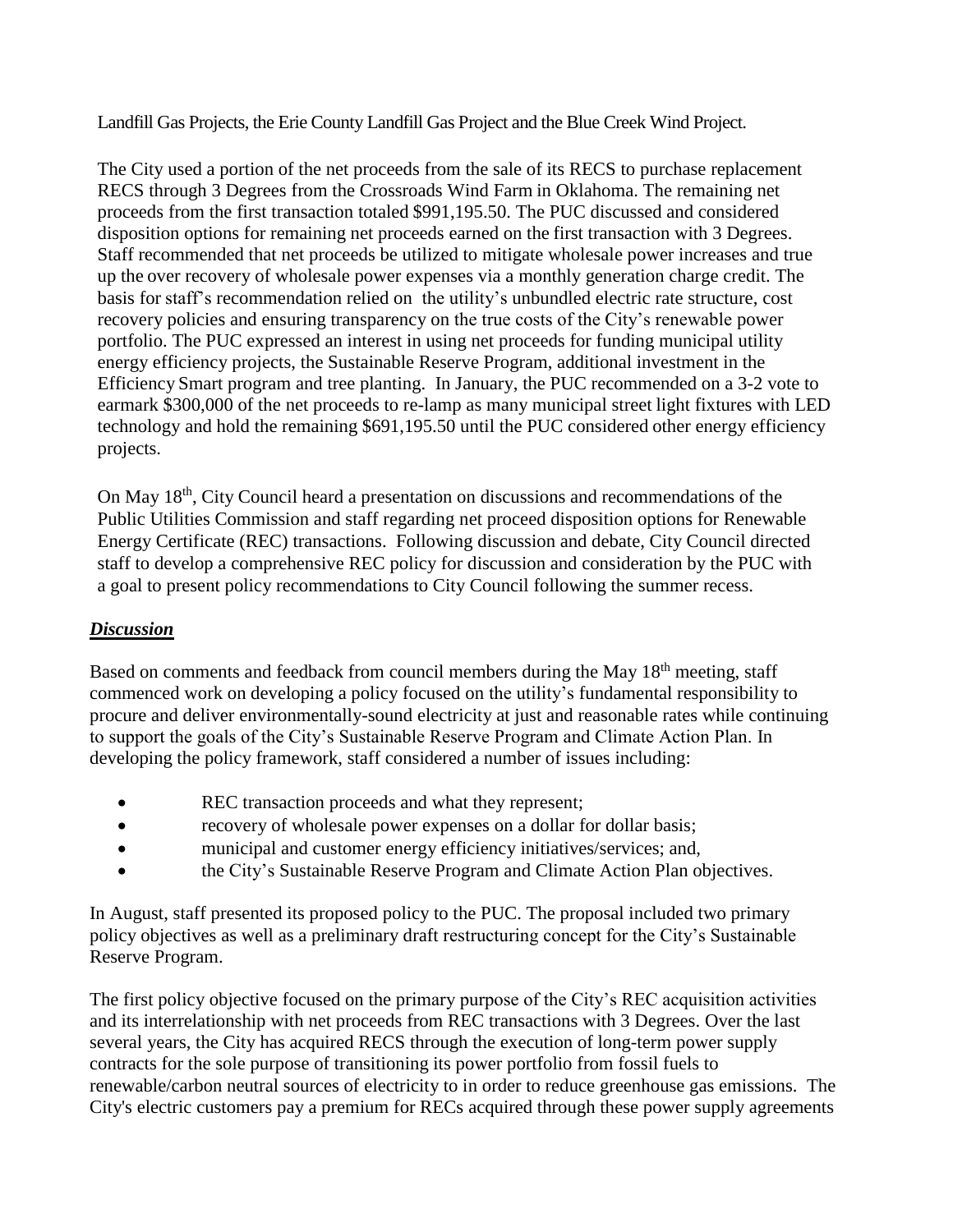Landfill Gas Projects, the Erie County Landfill Gas Project and the Blue Creek Wind Project.

The City used a portion of the net proceeds from the sale of its RECS to purchase replacement RECS through 3 Degrees from the Crossroads Wind Farm in Oklahoma. The remaining net proceeds from the first transaction totaled $991,195.50. The PUC discussed and considered disposition options for remaining net proceeds earned on the first transaction with 3 Degrees. Staff recommended that net proceeds be utilized to mitigate wholesale power increases and true up the over recovery of wholesale power expenses via a monthly generation charge credit. The basis for staff's recommendation relied on the utility's unbundled electric rate structure, cost recovery policies and ensuring transparency on the true costs of the City's renewable power portfolio. The PUC expressed an interest in using net proceeds for funding municipal utility energy efficiency projects, the Sustainable Reserve Program, additional investment in the Efficiency Smart program and tree planting. In January, the PUC recommended on a 3-2 vote to earmark $300,000 of the net proceeds to re-lamp as many municipal street light fixtures with LED technology and hold the remaining $691,195.50 until the PUC considered other energy efficiency projects.

On May 18th, City Council heard a presentation on discussions and recommendations of the Public Utilities Commission and staff regarding net proceed disposition options for Renewable Energy Certificate (REC) transactions. Following discussion and debate, City Council directed staff to develop a comprehensive REC policy for discussion and consideration by the PUC with a goal to present policy recommendations to City Council following the summer recess.

## ***Discussion***

Based on comments and feedback from council members during the May 18th meeting, staff commenced work on developing a policy focused on the utility's fundamental responsibility to procure and deliver environmentally-sound electricity at just and reasonable rates while continuing to support the goals of the City's Sustainable Reserve Program and Climate Action Plan. In developing the policy framework, staff considered a number of issues including:

- REC transaction proceeds and what they represent;
- recovery of wholesale power expenses on a dollar for dollar basis;
- municipal and customer energy efficiency initiatives/services; and,
- the City's Sustainable Reserve Program and Climate Action Plan objectives.

In August, staff presented its proposed policy to the PUC. The proposal included two primary policy objectives as well as a preliminary draft restructuring concept for the City's Sustainable Reserve Program.

The first policy objective focused on the primary purpose of the City's REC acquisition activities and its interrelationship with net proceeds from REC transactions with 3 Degrees. Over the last several years, the City has acquired RECS through the execution of long-term power supply contracts for the sole purpose of transitioning its power portfolio from fossil fuels to renewable/carbon neutral sources of electricity to in order to reduce greenhouse gas emissions. The City's electric customers pay a premium for RECs acquired through these power supply agreements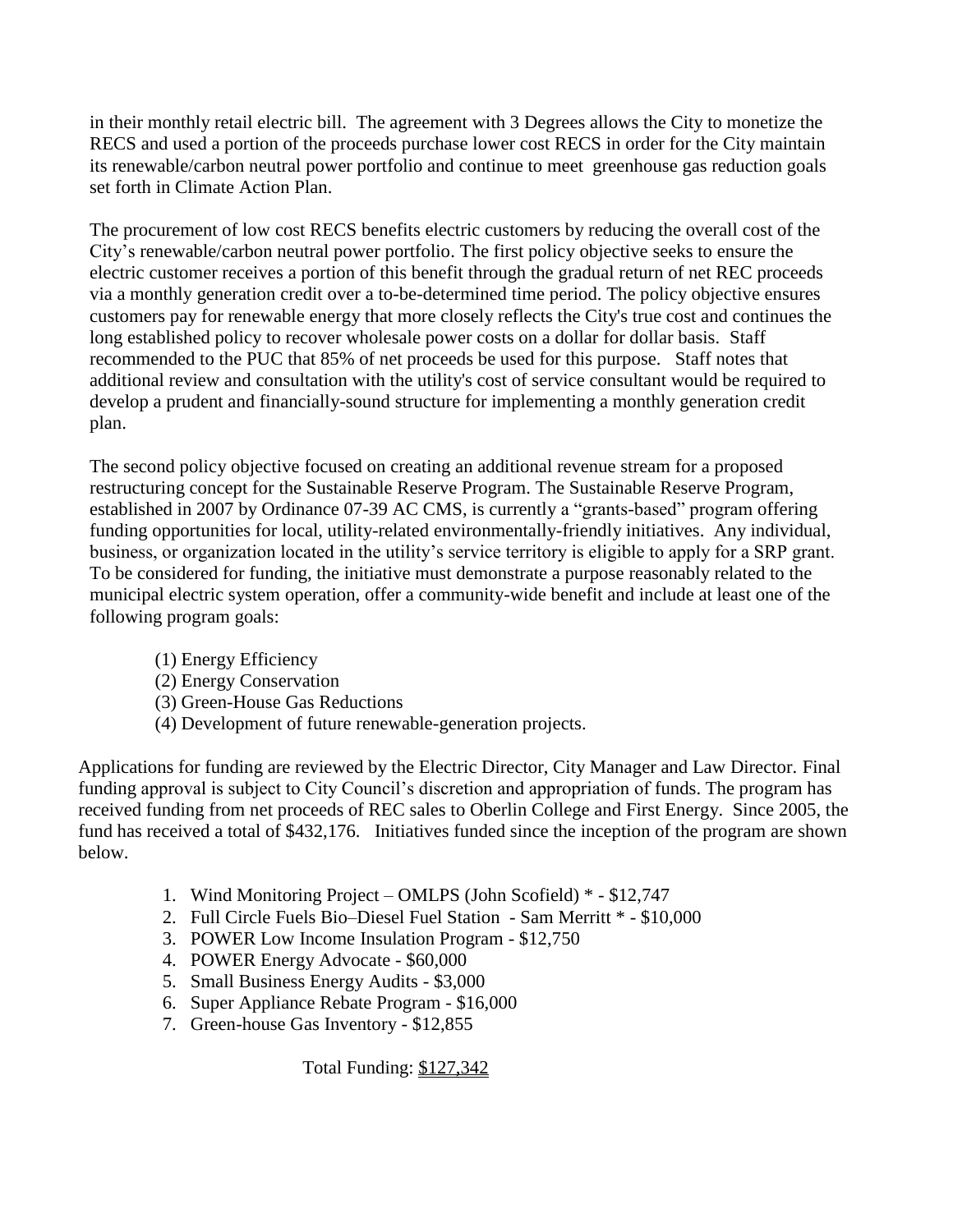in their monthly retail electric bill. The agreement with 3 Degrees allows the City to monetize the RECS and used a portion of the proceeds purchase lower cost RECS in order for the City maintain its renewable/carbon neutral power portfolio and continue to meet greenhouse gas reduction goals set forth in Climate Action Plan.

The procurement of low cost RECS benefits electric customers by reducing the overall cost of the City's renewable/carbon neutral power portfolio. The first policy objective seeks to ensure the electric customer receives a portion of this benefit through the gradual return of net REC proceeds via a monthly generation credit over a to-be-determined time period. The policy objective ensures customers pay for renewable energy that more closely reflects the City's true cost and continues the long established policy to recover wholesale power costs on a dollar for dollar basis. Staff recommended to the PUC that 85% of net proceeds be used for this purpose. Staff notes that additional review and consultation with the utility's cost of service consultant would be required to develop a prudent and financially-sound structure for implementing a monthly generation credit plan.

The second policy objective focused on creating an additional revenue stream for a proposed restructuring concept for the Sustainable Reserve Program. The Sustainable Reserve Program, established in 2007 by Ordinance 07-39 AC CMS, is currently a "grants-based" program offering funding opportunities for local, utility-related environmentally-friendly initiatives. Any individual, business, or organization located in the utility's service territory is eligible to apply for a SRP grant. To be considered for funding, the initiative must demonstrate a purpose reasonably related to the municipal electric system operation, offer a community-wide benefit and include at least one of the following program goals:

(1) Energy Efficiency
(2) Energy Conservation
(3) Green-House Gas Reductions
(4) Development of future renewable-generation projects.

Applications for funding are reviewed by the Electric Director, City Manager and Law Director. Final funding approval is subject to City Council's discretion and appropriation of funds. The program has received funding from net proceeds of REC sales to Oberlin College and First Energy. Since 2005, the fund has received a total of $432,176. Initiatives funded since the inception of the program are shown below.

1. Wind Monitoring Project – OMLPS (John Scofield) * - $12,747
2. Full Circle Fuels Bio–Diesel Fuel Station - Sam Merritt * - $10,000
3. POWER Low Income Insulation Program - $12,750
4. POWER Energy Advocate - $60,000
5. Small Business Energy Audits - $3,000
6. Super Appliance Rebate Program - $16,000
7. Green-house Gas Inventory - $12,855

Total Funding: $127,342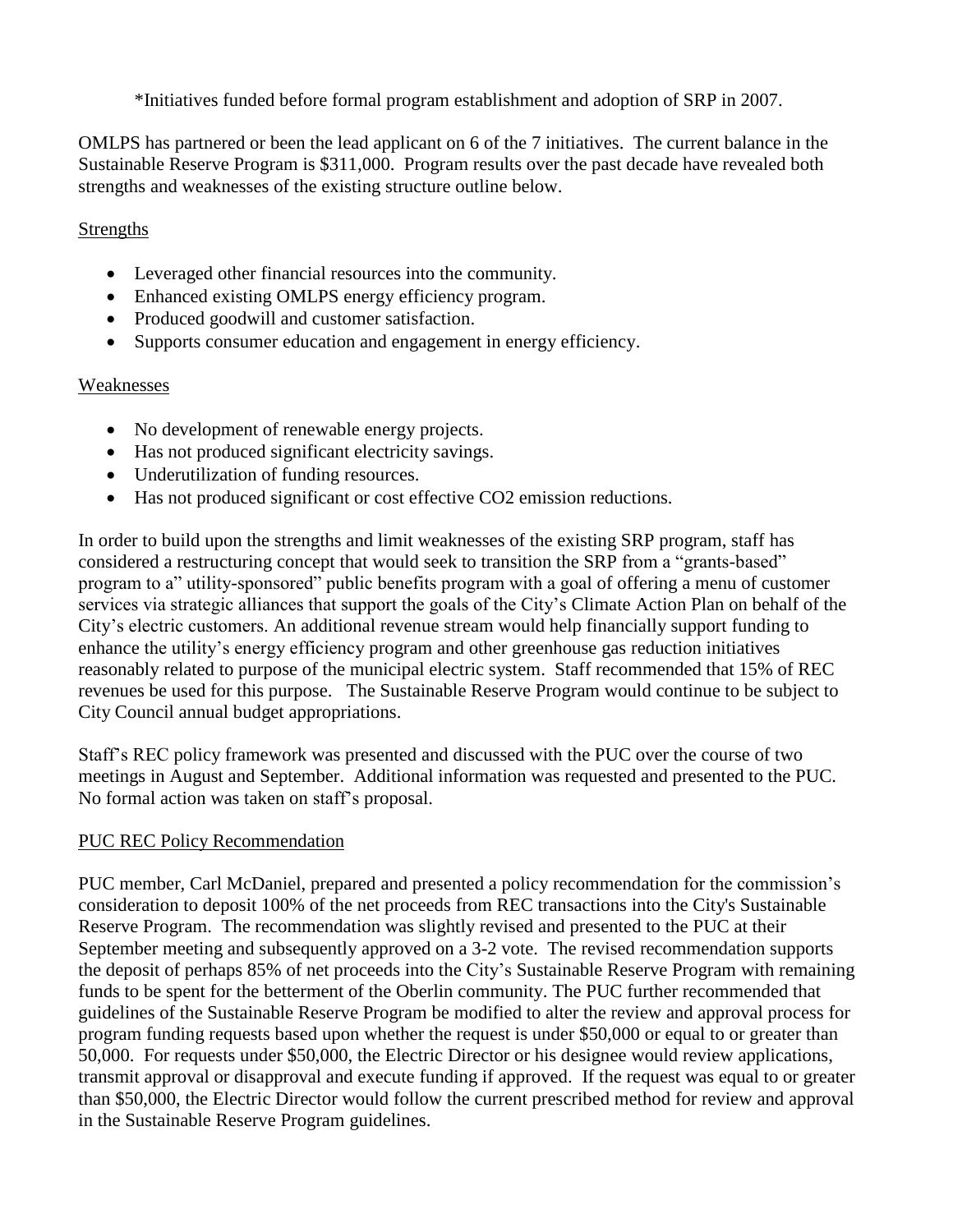*Initiatives funded before formal program establishment and adoption of SRP in 2007.

OMLPS has partnered or been the lead applicant on 6 of the 7 initiatives. The current balance in the Sustainable Reserve Program is $311,000. Program results over the past decade have revealed both strengths and weaknesses of the existing structure outline below.

Strengths

- Leveraged other financial resources into the community.
- Enhanced existing OMLPS energy efficiency program.
- Produced goodwill and customer satisfaction.
- Supports consumer education and engagement in energy efficiency.

Weaknesses

- No development of renewable energy projects.
- Has not produced significant electricity savings.
- Underutilization of funding resources.
- Has not produced significant or cost effective $CO_2$ emission reductions.

In order to build upon the strengths and limit weaknesses of the existing SRP program, staff has considered a restructuring concept that would seek to transition the SRP from a "grants-based" program to a" utility-sponsored" public benefits program with a goal of offering a menu of customer services via strategic alliances that support the goals of the City's Climate Action Plan on behalf of the City's electric customers. An additional revenue stream would help financially support funding to enhance the utility's energy efficiency program and other greenhouse gas reduction initiatives reasonably related to purpose of the municipal electric system. Staff recommended that 15% of REC revenues be used for this purpose. The Sustainable Reserve Program would continue to be subject to City Council annual budget appropriations.

Staff's REC policy framework was presented and discussed with the PUC over the course of two meetings in August and September. Additional information was requested and presented to the PUC. No formal action was taken on staff's proposal.

PUC REC Policy Recommendation

PUC member, Carl McDaniel, prepared and presented a policy recommendation for the commission's consideration to deposit 100% of the net proceeds from REC transactions into the City's Sustainable Reserve Program. The recommendation was slightly revised and presented to the PUC at their September meeting and subsequently approved on a 3-2 vote. The revised recommendation supports the deposit of perhaps 85% of net proceeds into the City's Sustainable Reserve Program with remaining funds to be spent for the betterment of the Oberlin community. The PUC further recommended that guidelines of the Sustainable Reserve Program be modified to alter the review and approval process for program funding requests based upon whether the request is under $50,000 or equal to or greater than 50,000. For requests under $50,000, the Electric Director or his designee would review applications, transmit approval or disapproval and execute funding if approved. If the request was equal to or greater than $50,000, the Electric Director would follow the current prescribed method for review and approval in the Sustainable Reserve Program guidelines.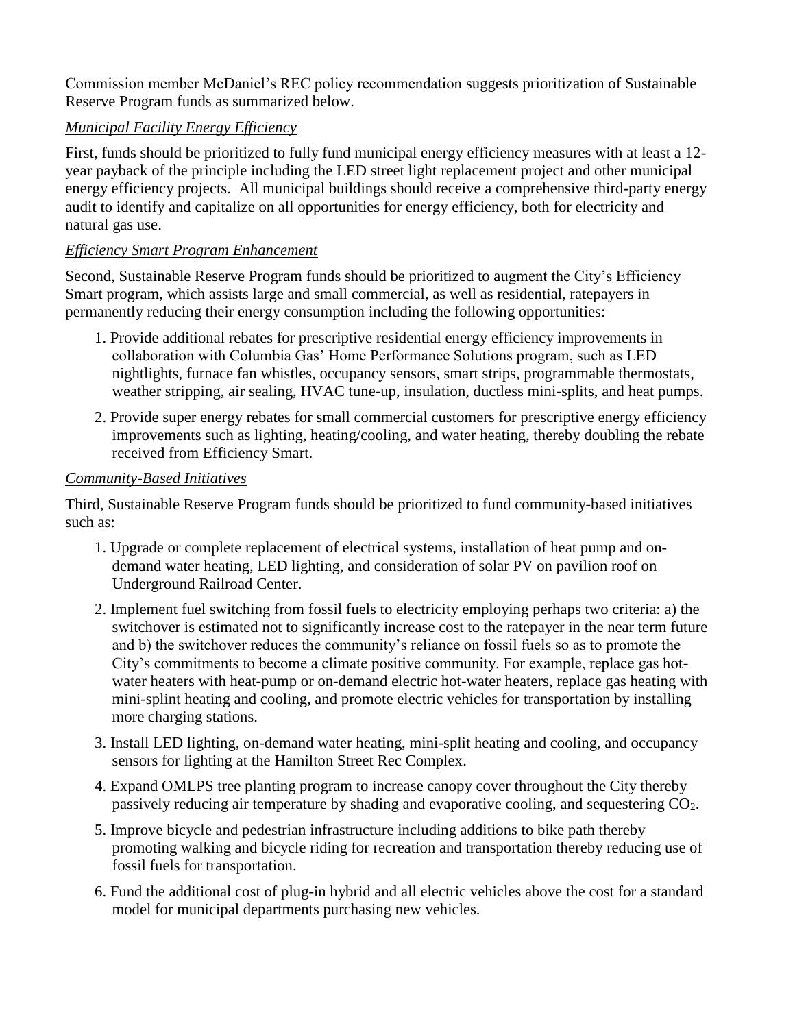Commission member McDaniel's REC policy recommendation suggests prioritization of Sustainable Reserve Program funds as summarized below.

*Municipal Facility Energy Efficiency*

First, funds should be prioritized to fully fund municipal energy efficiency measures with at least a 12-year payback of the principle including the LED street light replacement project and other municipal energy efficiency projects. All municipal buildings should receive a comprehensive third-party energy audit to identify and capitalize on all opportunities for energy efficiency, both for electricity and natural gas use.

*Efficiency Smart Program Enhancement*

Second, Sustainable Reserve Program funds should be prioritized to augment the City's Efficiency Smart program, which assists large and small commercial, as well as residential, ratepayers in permanently reducing their energy consumption including the following opportunities:

1. Provide additional rebates for prescriptive residential energy efficiency improvements in collaboration with Columbia Gas' Home Performance Solutions program, such as LED nightlights, furnace fan whistles, occupancy sensors, smart strips, programmable thermostats, weather stripping, air sealing, HVAC tune-up, insulation, ductless mini-splits, and heat pumps.
2. Provide super energy rebates for small commercial customers for prescriptive energy efficiency improvements such as lighting, heating/cooling, and water heating, thereby doubling the rebate received from Efficiency Smart.

*Community-Based Initiatives*

Third, Sustainable Reserve Program funds should be prioritized to fund community-based initiatives such as:

1. Upgrade or complete replacement of electrical systems, installation of heat pump and on-demand water heating, LED lighting, and consideration of solar PV on pavilion roof on Underground Railroad Center.
2. Implement fuel switching from fossil fuels to electricity employing perhaps two criteria: a) the switchover is estimated not to significantly increase cost to the ratepayer in the near term future and b) the switchover reduces the community's reliance on fossil fuels so as to promote the City's commitments to become a climate positive community. For example, replace gas hot-water heaters with heat-pump or on-demand electric hot-water heaters, replace gas heating with mini-splint heating and cooling, and promote electric vehicles for transportation by installing more charging stations.
3. Install LED lighting, on-demand water heating, mini-split heating and cooling, and occupancy sensors for lighting at the Hamilton Street Rec Complex.
4. Expand OMLPS tree planting program to increase canopy cover throughout the City thereby passively reducing air temperature by shading and evaporative cooling, and sequestering $CO_2$.
5. Improve bicycle and pedestrian infrastructure including additions to bike path thereby promoting walking and bicycle riding for recreation and transportation thereby reducing use of fossil fuels for transportation.
6. Fund the additional cost of plug-in hybrid and all electric vehicles above the cost for a standard model for municipal departments purchasing new vehicles.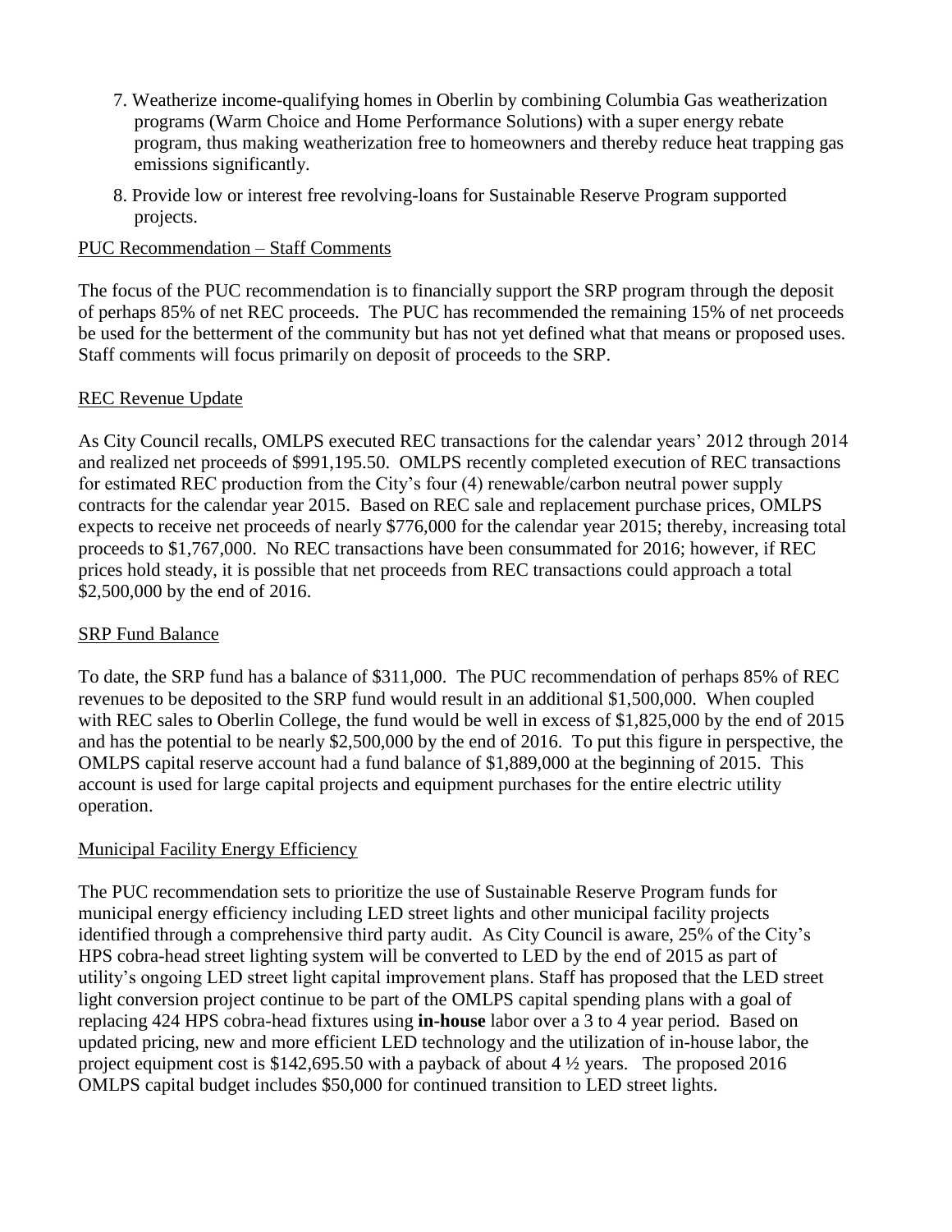7. Weatherize income-qualifying homes in Oberlin by combining Columbia Gas weatherization programs (Warm Choice and Home Performance Solutions) with a super energy rebate program, thus making weatherization free to homeowners and thereby reduce heat trapping gas emissions significantly.
8. Provide low or interest free revolving-loans for Sustainable Reserve Program supported projects.

PUC Recommendation – Staff Comments

The focus of the PUC recommendation is to financially support the SRP program through the deposit of perhaps 85% of net REC proceeds. The PUC has recommended the remaining 15% of net proceeds be used for the betterment of the community but has not yet defined what that means or proposed uses. Staff comments will focus primarily on deposit of proceeds to the SRP.

REC Revenue Update

As City Council recalls, OMLPS executed REC transactions for the calendar years' 2012 through 2014 and realized net proceeds of $991,195.50. OMLPS recently completed execution of REC transactions for estimated REC production from the City's four (4) renewable/carbon neutral power supply contracts for the calendar year 2015. Based on REC sale and replacement purchase prices, OMLPS expects to receive net proceeds of nearly $776,000 for the calendar year 2015; thereby, increasing total proceeds to $1,767,000. No REC transactions have been consummated for 2016; however, if REC prices hold steady, it is possible that net proceeds from REC transactions could approach a total $2,500,000 by the end of 2016.

SRP Fund Balance

To date, the SRP fund has a balance of $311,000. The PUC recommendation of perhaps 85% of REC revenues to be deposited to the SRP fund would result in an additional $1,500,000. When coupled with REC sales to Oberlin College, the fund would be well in excess of $1,825,000 by the end of 2015 and has the potential to be nearly $2,500,000 by the end of 2016. To put this figure in perspective, the OMLPS capital reserve account had a fund balance of $1,889,000 at the beginning of 2015. This account is used for large capital projects and equipment purchases for the entire electric utility operation.

Municipal Facility Energy Efficiency

The PUC recommendation sets to prioritize the use of Sustainable Reserve Program funds for municipal energy efficiency including LED street lights and other municipal facility projects identified through a comprehensive third party audit. As City Council is aware, 25% of the City's HPS cobra-head street lighting system will be converted to LED by the end of 2015 as part of utility's ongoing LED street light capital improvement plans. Staff has proposed that the LED street light conversion project continue to be part of the OMLPS capital spending plans with a goal of replacing 424 HPS cobra-head fixtures using **in-house** labor over a 3 to 4 year period. Based on updated pricing, new and more efficient LED technology and the utilization of in-house labor, the project equipment cost is $142,695.50 with a payback of about 4 ½ years. The proposed 2016 OMLPS capital budget includes $50,000 for continued transition to LED street lights.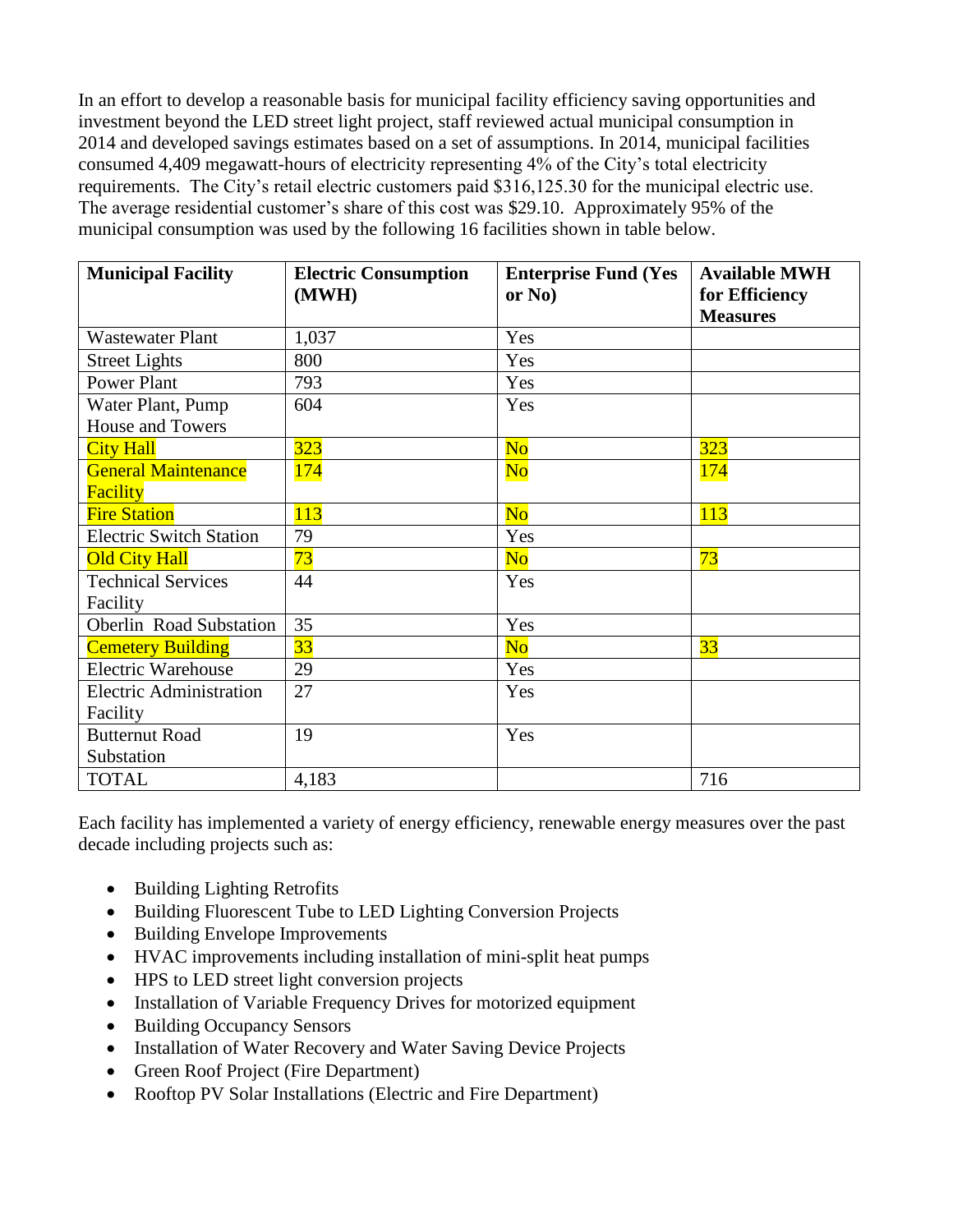In an effort to develop a reasonable basis for municipal facility efficiency saving opportunities and investment beyond the LED street light project, staff reviewed actual municipal consumption in 2014 and developed savings estimates based on a set of assumptions. In 2014, municipal facilities consumed 4,409 megawatt-hours of electricity representing 4% of the City's total electricity requirements. The City's retail electric customers paid $316,125.30 for the municipal electric use. The average residential customer's share of this cost was $29.10. Approximately 95% of the municipal consumption was used by the following 16 facilities shown in table below.

| Municipal Facility | Electric Consumption (MWH) | Enterprise Fund (Yes or No) | Available MWH for Efficiency Measures |
|---|---|---|---|
| Wastewater Plant | 1,037 | Yes | |
| Street Lights | 800 | Yes | |
| Power Plant | 793 | Yes | |
| Water Plant, Pump House and Towers | 604 | Yes | |
| City Hall | 323 | No | 323 |
| General Maintenance Facility | 174 | No | 174 |
| Fire Station | 113 | No | 113 |
| Electric Switch Station | 79 | Yes | |
| Old City Hall | 73 | No | 73 |
| Technical Services Facility | 44 | Yes | |
| Oberlin Road Substation | 35 | Yes | |
| Cemetery Building | 33 | No | 33 |
| Electric Warehouse | 29 | Yes | |
| Electric Administration Facility | 27 | Yes | |
| Butternut Road Substation | 19 | Yes | |
| TOTAL | 4,183 | | 716 |

Each facility has implemented a variety of energy efficiency, renewable energy measures over the past decade including projects such as:

- Building Lighting Retrofits
- Building Fluorescent Tube to LED Lighting Conversion Projects
- Building Envelope Improvements
- HVAC improvements including installation of mini-split heat pumps
- HPS to LED street light conversion projects
- Installation of Variable Frequency Drives for motorized equipment
- Building Occupancy Sensors
- Installation of Water Recovery and Water Saving Device Projects
- Green Roof Project (Fire Department)
- Rooftop PV Solar Installations (Electric and Fire Department)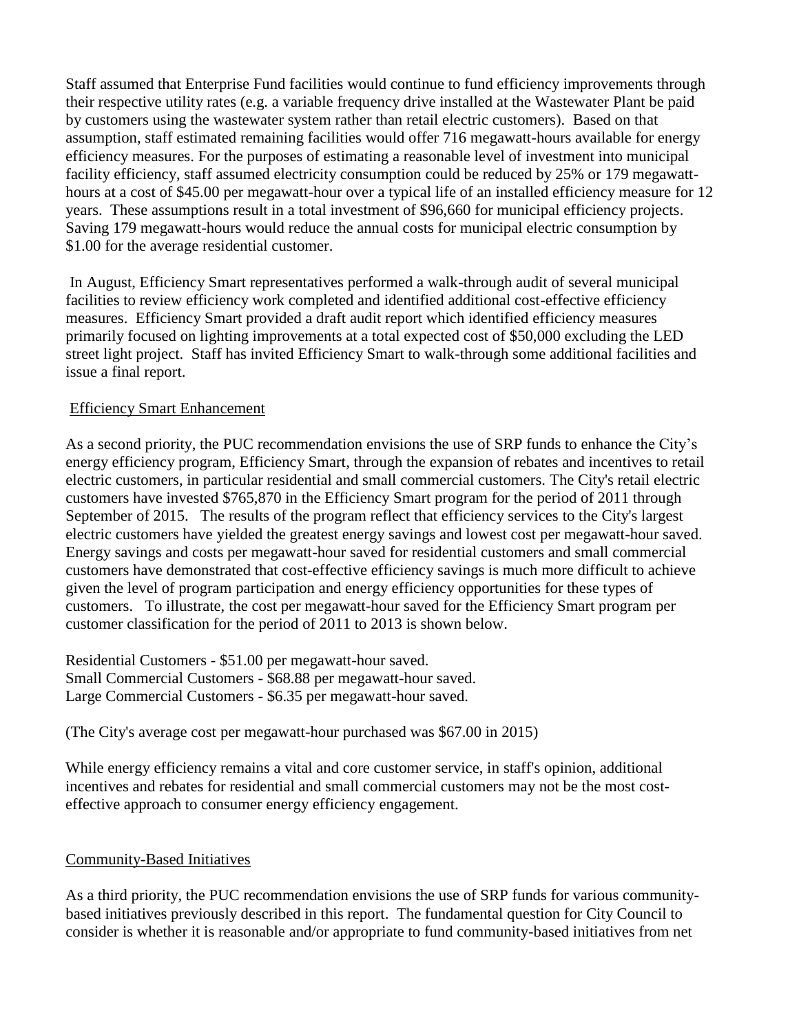Staff assumed that Enterprise Fund facilities would continue to fund efficiency improvements through their respective utility rates (e.g. a variable frequency drive installed at the Wastewater Plant be paid by customers using the wastewater system rather than retail electric customers). Based on that assumption, staff estimated remaining facilities would offer 716 megawatt-hours available for energy efficiency measures. For the purposes of estimating a reasonable level of investment into municipal facility efficiency, staff assumed electricity consumption could be reduced by 25% or 179 megawatt-hours at a cost of $45.00 per megawatt-hour over a typical life of an installed efficiency measure for 12 years. These assumptions result in a total investment of $96,660 for municipal efficiency projects. Saving 179 megawatt-hours would reduce the annual costs for municipal electric consumption by $1.00 for the average residential customer.

In August, Efficiency Smart representatives performed a walk-through audit of several municipal facilities to review efficiency work completed and identified additional cost-effective efficiency measures. Efficiency Smart provided a draft audit report which identified efficiency measures primarily focused on lighting improvements at a total expected cost of $50,000 excluding the LED street light project. Staff has invited Efficiency Smart to walk-through some additional facilities and issue a final report.

Efficiency Smart Enhancement

As a second priority, the PUC recommendation envisions the use of SRP funds to enhance the City's energy efficiency program, Efficiency Smart, through the expansion of rebates and incentives to retail electric customers, in particular residential and small commercial customers. The City's retail electric customers have invested $765,870 in the Efficiency Smart program for the period of 2011 through September of 2015. The results of the program reflect that efficiency services to the City's largest electric customers have yielded the greatest energy savings and lowest cost per megawatt-hour saved. Energy savings and costs per megawatt-hour saved for residential customers and small commercial customers have demonstrated that cost-effective efficiency savings is much more difficult to achieve given the level of program participation and energy efficiency opportunities for these types of customers. To illustrate, the cost per megawatt-hour saved for the Efficiency Smart program per customer classification for the period of 2011 to 2013 is shown below.

Residential Customers - $51.00 per megawatt-hour saved.
Small Commercial Customers - $68.88 per megawatt-hour saved.
Large Commercial Customers - $6.35 per megawatt-hour saved.

(The City's average cost per megawatt-hour purchased was $67.00 in 2015)

While energy efficiency remains a vital and core customer service, in staff's opinion, additional incentives and rebates for residential and small commercial customers may not be the most cost-effective approach to consumer energy efficiency engagement.

Community-Based Initiatives

As a third priority, the PUC recommendation envisions the use of SRP funds for various community-based initiatives previously described in this report. The fundamental question for City Council to consider is whether it is reasonable and/or appropriate to fund community-based initiatives from net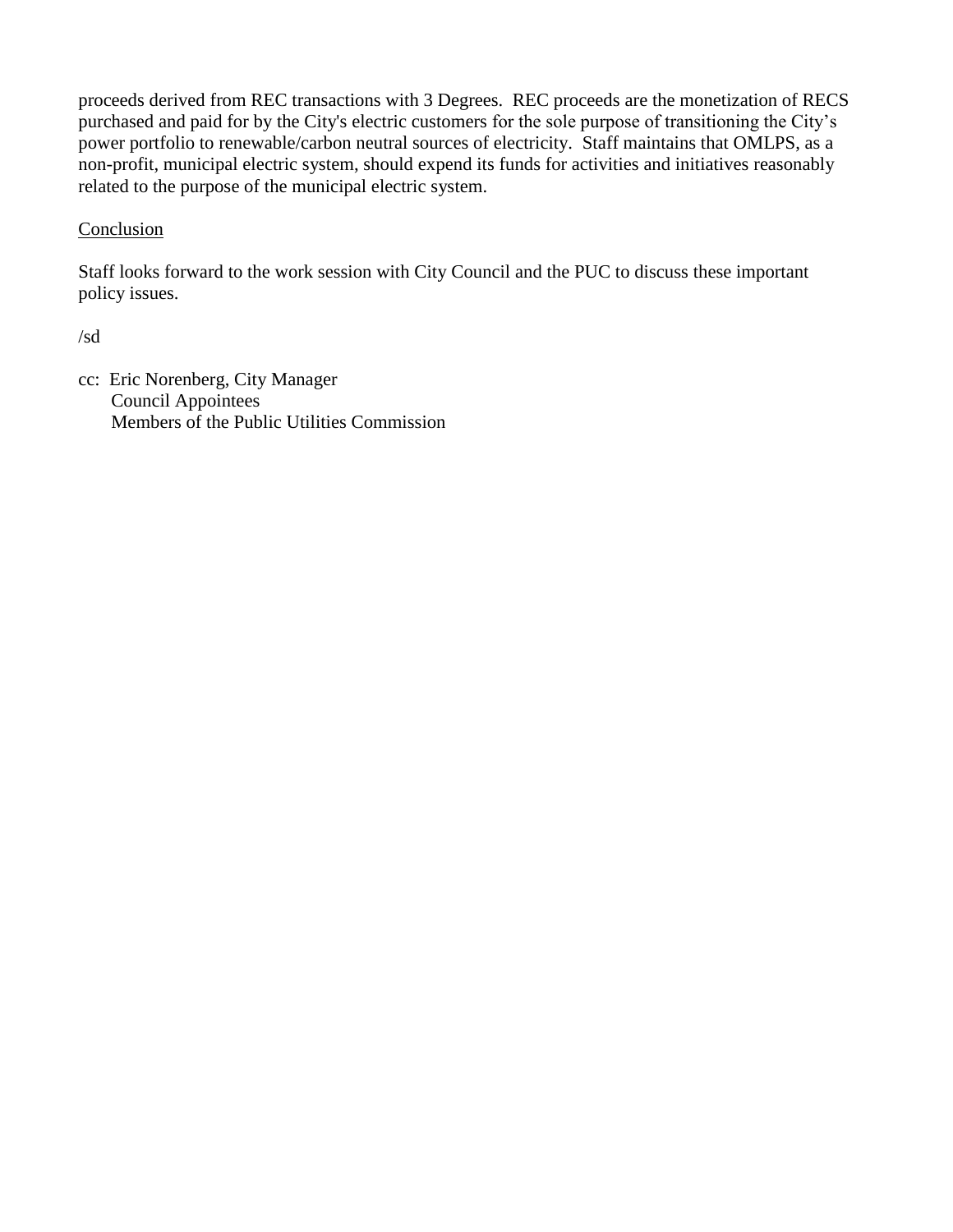proceeds derived from REC transactions with 3 Degrees. REC proceeds are the monetization of RECS purchased and paid for by the City's electric customers for the sole purpose of transitioning the City's power portfolio to renewable/carbon neutral sources of electricity. Staff maintains that OMLPS, as a non-profit, municipal electric system, should expend its funds for activities and initiatives reasonably related to the purpose of the municipal electric system.

Conclusion

Staff looks forward to the work session with City Council and the PUC to discuss these important policy issues.

/sd

cc: Eric Norenberg, City Manager
Council Appointees
Members of the Public Utilities Commission